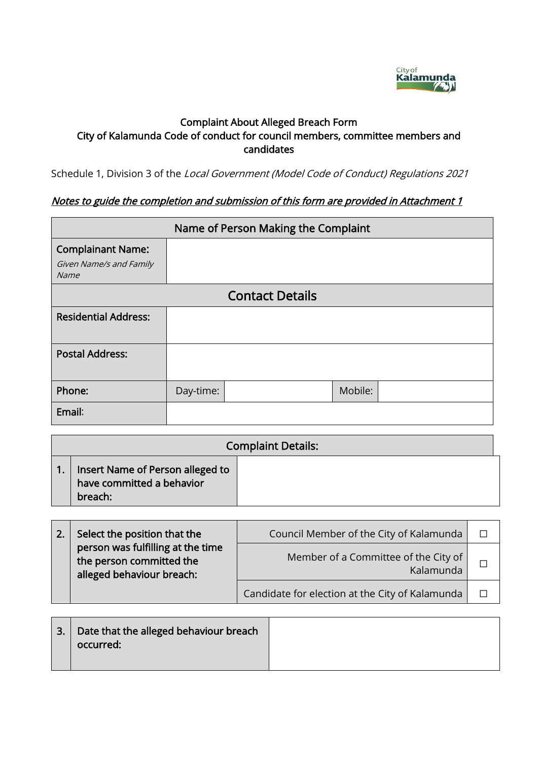**Complaint About Alleged Breach Form**
**City of Kalamunda Code of conduct for council members, committee members and candidates**

Schedule 1, Division 3 of the *Local Government (Model Code of Conduct) Regulations 2021*

***<u>Notes to guide the completion and submission of this form are provided in Attachment 1</u>***

| Name of Person Making the Complaint | | | | |
|---|---|---|---|---|
| **Complainant Name:** *Given Name/s and Family Name* | | | | |
| **Contact Details** | | | | |
| **Residential Address:** | | | | |
| **Postal Address:** | | | | |
| **Phone:** | Day-time: | | Mobile: | |
| **Email:** | | | | |

| Complaint Details: | | |
|---|---|---|
| 1. | Insert Name of Person alleged to have committed a behavior breach: | |

| 2. | Select the position that the person was fulfilling at the time the person committed the alleged behaviour breach: | Council Member of the City of Kalamunda | ☐ |
|---|---|---|---|
| | | Member of a Committee of the City of Kalamunda | ☐ |
| | | Candidate for election at the City of Kalamunda | ☐ |

| 3. | Date that the alleged behaviour breach occurred: | |
|---|---|---|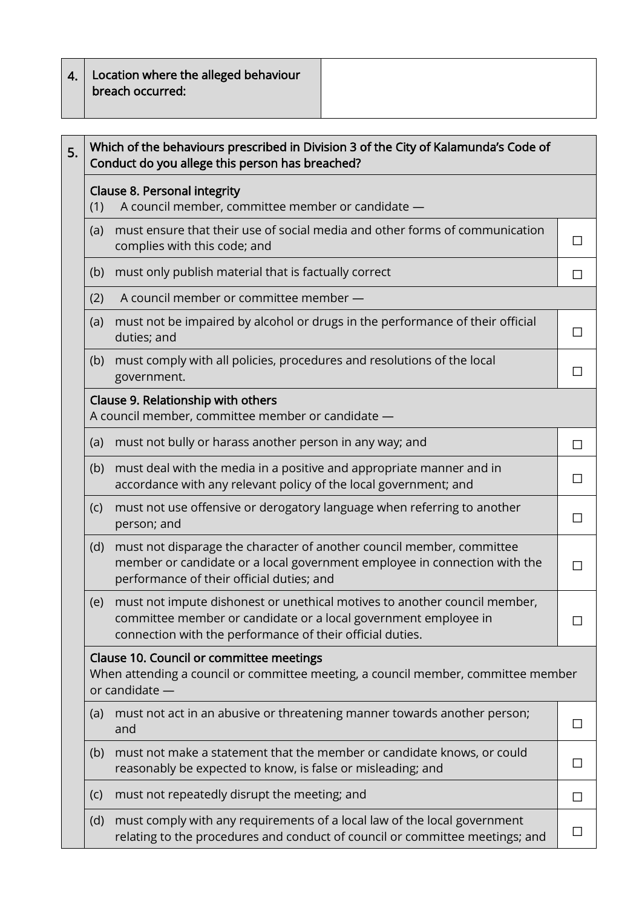| 4. | Location where the alleged behaviour breach occurred: | |
|---|---|---|

| 5. | Which of the behaviours prescribed in Division 3 of the City of Kalamunda's Code of Conduct do you allege this person has breached? | |
|---|---|---|
| | **Clause 8. Personal integrity**<br>(1) A council member, committee member or candidate — | |
| | (a) must ensure that their use of social media and other forms of communication complies with this code; and | ☐ |
| | (b) must only publish material that is factually correct | ☐ |
| | (2) A council member or committee member — | |
| | (a) must not be impaired by alcohol or drugs in the performance of their official duties; and | ☐ |
| | (b) must comply with all policies, procedures and resolutions of the local government. | ☐ |
| | **Clause 9. Relationship with others**<br>A council member, committee member or candidate — | |
| | (a) must not bully or harass another person in any way; and | ☐ |
| | (b) must deal with the media in a positive and appropriate manner and in accordance with any relevant policy of the local government; and | ☐ |
| | (c) must not use offensive or derogatory language when referring to another person; and | ☐ |
| | (d) must not disparage the character of another council member, committee member or candidate or a local government employee in connection with the performance of their official duties; and | ☐ |
| | (e) must not impute dishonest or unethical motives to another council member, committee member or candidate or a local government employee in connection with the performance of their official duties. | ☐ |
| | **Clause 10. Council or committee meetings**<br>When attending a council or committee meeting, a council member, committee member or candidate — | |
| | (a) must not act in an abusive or threatening manner towards another person; and | ☐ |
| | (b) must not make a statement that the member or candidate knows, or could reasonably be expected to know, is false or misleading; and | ☐ |
| | (c) must not repeatedly disrupt the meeting; and | ☐ |
| | (d) must comply with any requirements of a local law of the local government relating to the procedures and conduct of council or committee meetings; and | ☐ |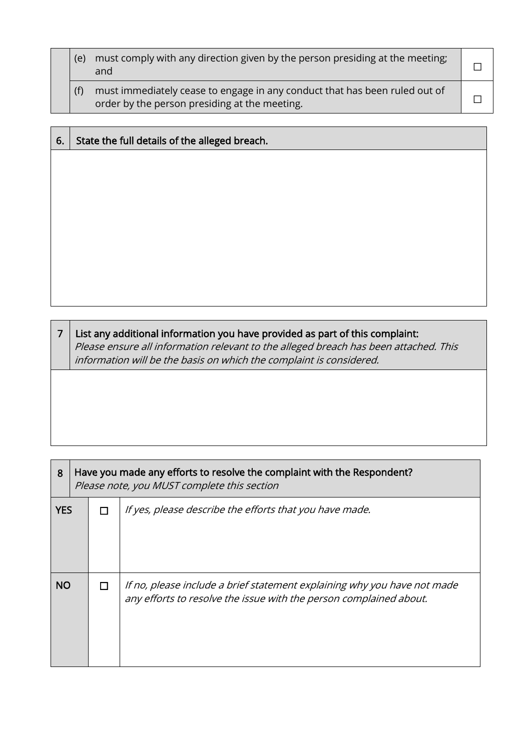| | | |
|---|---|---|
| | (e) must comply with any direction given by the person presiding at the meeting; and | ☐ |
| | (f) must immediately cease to engage in any conduct that has been ruled out of order by the person presiding at the meeting. | ☐ |

| 6. | State the full details of the alleged breach. |
|---|---|
| | |

| 7 | List any additional information you have provided as part of this complaint:<br>*Please ensure all information relevant to the alleged breach has been attached. This information will be the basis on which the complaint is considered.* |
|---|---|
| | |

| 8 | Have you made any efforts to resolve the complaint with the Respondent?<br>*Please note, you MUST complete this section* | |
|---|---|---|
| **YES** | ☐ | *If yes, please describe the efforts that you have made.* |
| **NO** | ☐ | *If no, please include a brief statement explaining why you have not made any efforts to resolve the issue with the person complained about.* |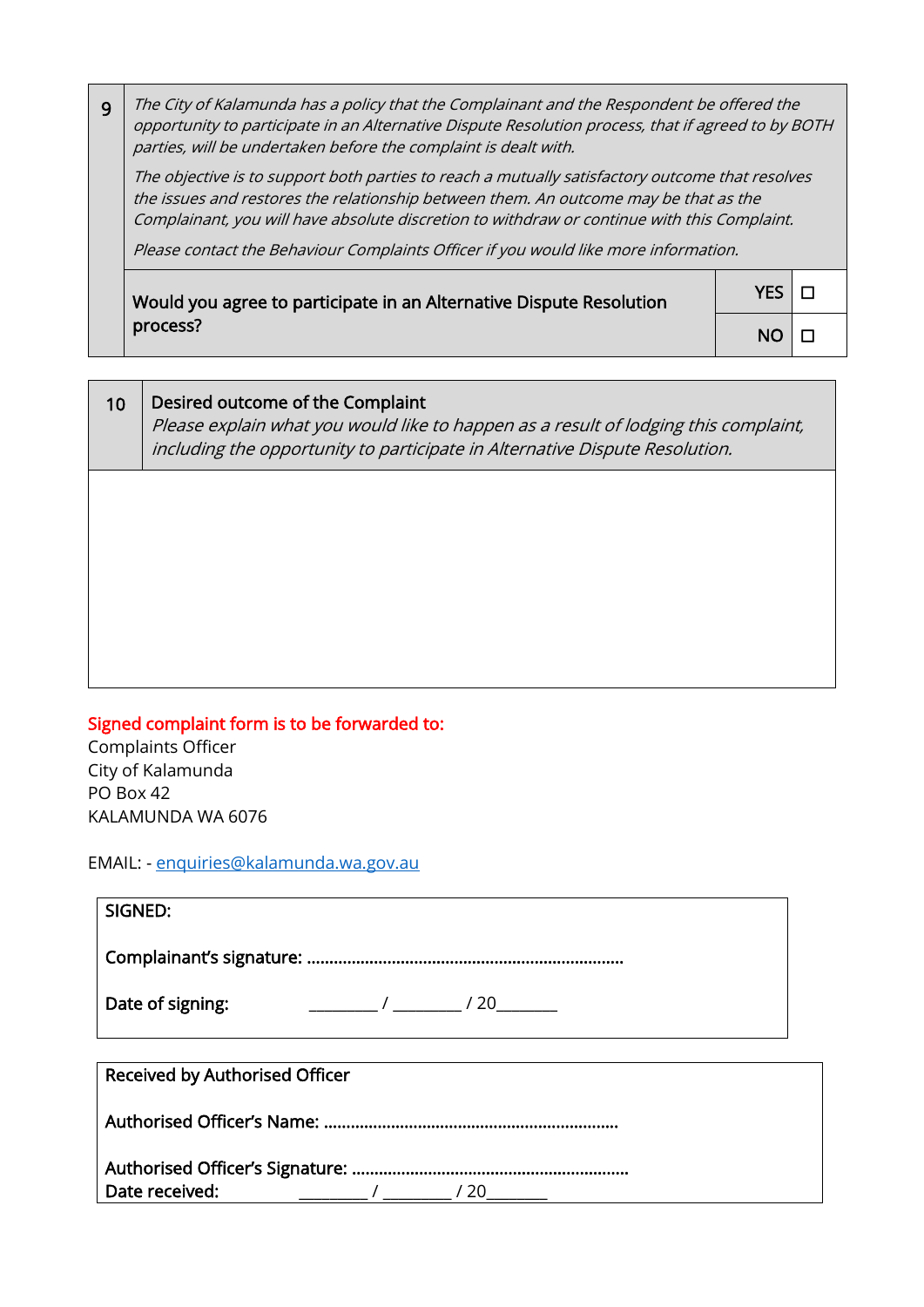| 9 | *The City of Kalamunda has a policy that the Complainant and the Respondent be offered the opportunity to participate in an Alternative Dispute Resolution process, that if agreed to by BOTH parties, will be undertaken before the complaint is dealt with.*<br><br>*The objective is to support both parties to reach a mutually satisfactory outcome that resolves the issues and restores the relationship between them. An outcome may be that as the Complainant, you will have absolute discretion to withdraw or continue with this Complaint.*<br><br>*Please contact the Behaviour Complaints Officer if you would like more information.* | | |
|---|---|---|---|
| | Would you agree to participate in an Alternative Dispute Resolution process? | YES | ☐ |
| | | NO | ☐ |

| 10 | **Desired outcome of the Complaint**<br>*Please explain what you would like to happen as a result of lodging this complaint, including the opportunity to participate in Alternative Dispute Resolution.* |
|---|---|
| | |

**Signed complaint form is to be forwarded to:**

Complaints Officer
City of Kalamunda
PO Box 42
KALAMUNDA WA 6076

EMAIL: - enquiries@kalamunda.wa.gov.au

**SIGNED:**

**Complainant's signature:** ......................................................................

**Date of signing:** ________ / ________ / 20_______

**Received by Authorised Officer**

**Authorised Officer's Name:** .................................................................

**Authorised Officer's Signature:** ............................................................

**Date received:** ________ / ________ / 20_______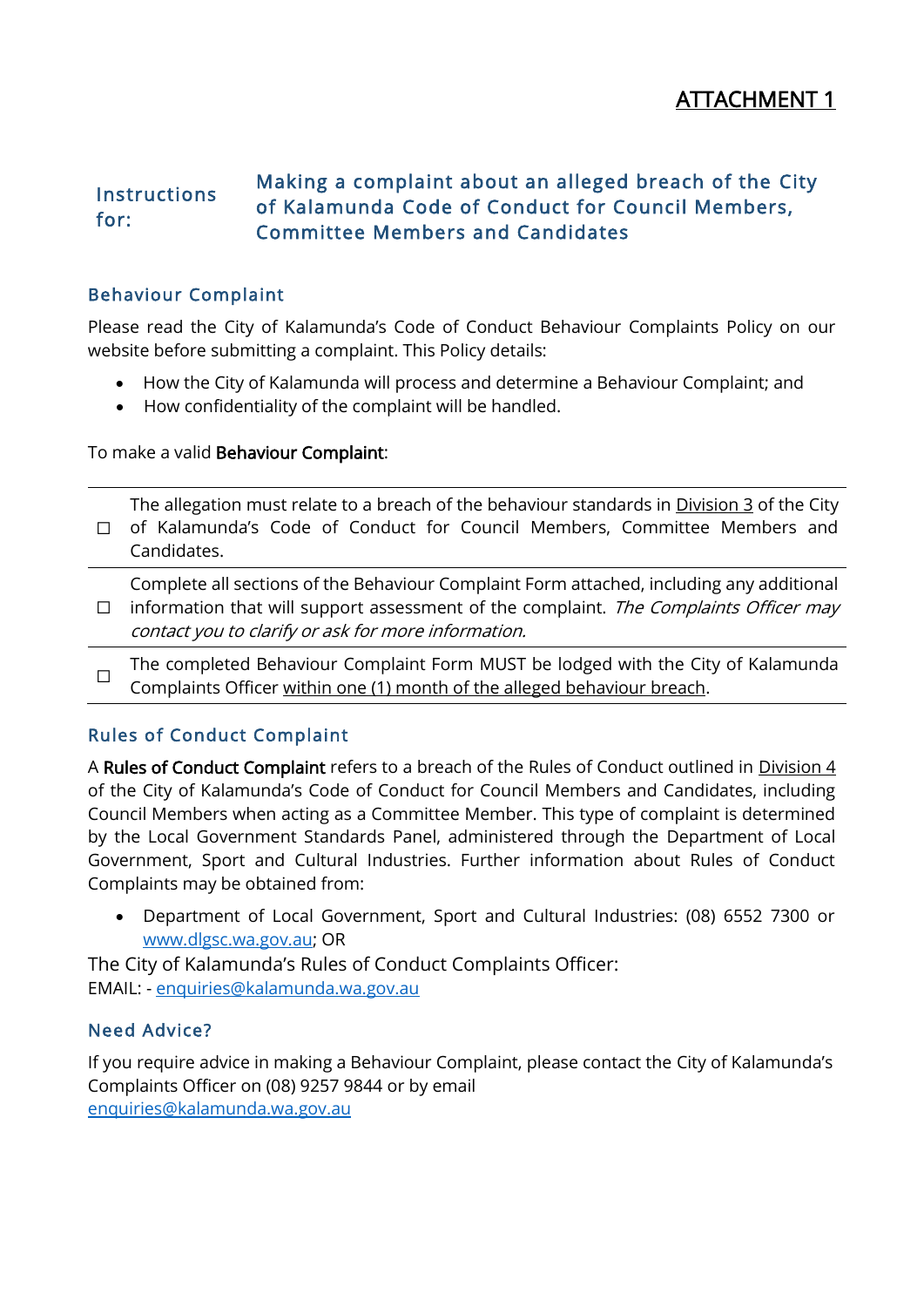ATTACHMENT 1

# Instructions for: Making a complaint about an alleged breach of the City of Kalamunda Code of Conduct for Council Members, Committee Members and Candidates

## Behaviour Complaint

Please read the City of Kalamunda's Code of Conduct Behaviour Complaints Policy on our website before submitting a complaint. This Policy details:

- How the City of Kalamunda will process and determine a Behaviour Complaint; and
- How confidentiality of the complaint will be handled.

To make a valid **Behaviour Complaint**:

| | |
|---|---|
| ☐ | The allegation must relate to a breach of the behaviour standards in Division 3 of the City of Kalamunda's Code of Conduct for Council Members, Committee Members and Candidates. |
| ☐ | Complete all sections of the Behaviour Complaint Form attached, including any additional information that will support assessment of the complaint. *The Complaints Officer may contact you to clarify or ask for more information.* |
| ☐ | The completed Behaviour Complaint Form MUST be lodged with the City of Kalamunda Complaints Officer within one (1) month of the alleged behaviour breach. |

## Rules of Conduct Complaint

A **Rules of Conduct Complaint** refers to a breach of the Rules of Conduct outlined in Division 4 of the City of Kalamunda's Code of Conduct for Council Members and Candidates, including Council Members when acting as a Committee Member. This type of complaint is determined by the Local Government Standards Panel, administered through the Department of Local Government, Sport and Cultural Industries. Further information about Rules of Conduct Complaints may be obtained from:

- Department of Local Government, Sport and Cultural Industries: (08) 6552 7300 or www.dlgsc.wa.gov.au; OR

The City of Kalamunda's Rules of Conduct Complaints Officer:
EMAIL: - enquiries@kalamunda.wa.gov.au

## Need Advice?

If you require advice in making a Behaviour Complaint, please contact the City of Kalamunda's Complaints Officer on (08) 9257 9844 or by email enquiries@kalamunda.wa.gov.au